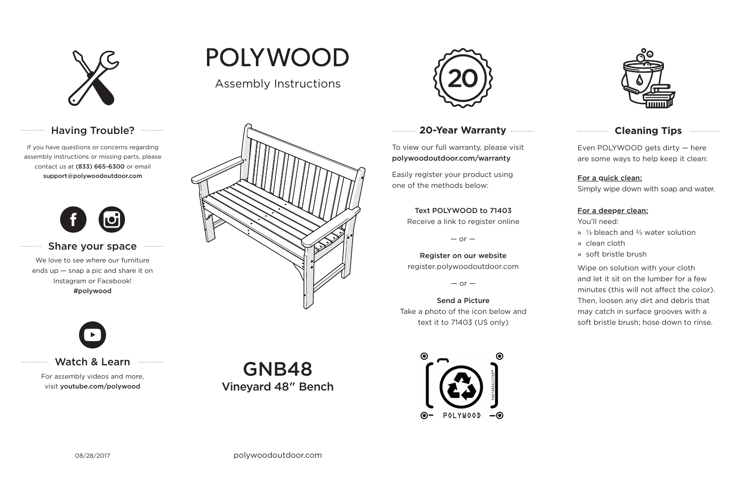# POLYWOOD

Assembly Instructions

## GNB48

### Vineyard 48″ Bench

## Having Trouble?

If you have questions or concerns regarding assembly instructions or missing parts, please contact us at **(833) 665-6300** or email **support@polywoodoutdoor.com**

## Share your space

We love to see where our furniture ends up — snap a pic and share it on Instagram or Facebook!
**#polywood**

## Watch & Learn

For assembly videos and more, visit **youtube.com/polywood**

## 20-Year Warranty

To view our full warranty, please visit **polywoodoutdoor.com/warranty**

Easily register your product using one of the methods below:

**Text POLYWOOD to 71403**
Receive a link to register online

— or —

**Register on our website**
register.polywoodoutdoor.com

— or —

**Send a Picture**
Take a photo of the icon below and text it to 71403 (US only)

## Cleaning Tips

Even POLYWOOD gets dirty — here are some ways to help keep it clean:

**For a quick clean:**
Simply wipe down with soap and water.

**For a deeper clean:**
You'll need:

- ⅓ bleach and ⅔ water solution
- clean cloth
- soft bristle brush

Wipe on solution with your cloth and let it sit on the lumber for a few minutes (this will not affect the color). Then, loosen any dirt and debris that may catch in surface grooves with a soft bristle brush; hose down to rinse.

08/28/2017

polywoodoutdoor.com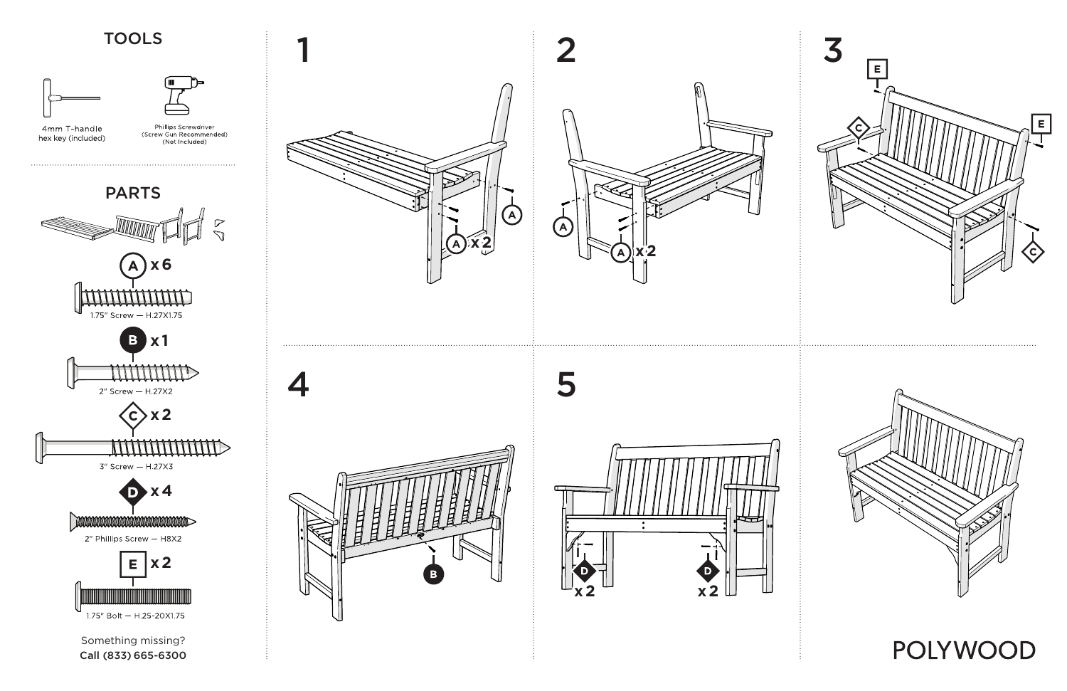## TOOLS

4mm T-handle hex key (included)

Phillips Screwdriver (Screw Gun Recommended) (Not Included)

## PARTS

A x 6

1.75" Screw — H.27X1.75

B x 1

2" Screw — H.27X2

C x 2

3" Screw — H.27X3

D x 4

2" Phillips Screw — H8X2

E x 2

1.75" Bolt — H.25-20X1.75

Something missing?

**Call (833) 665-6300**

## 1

A x2

A

## 2

A

A x2

## 3

E

E

C

C

## 4

B

## 5

D x2

D x2

POLYWOOD